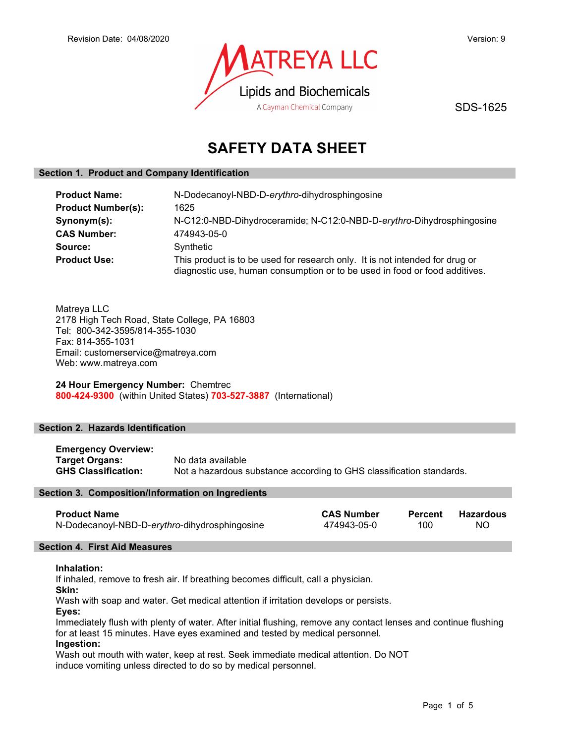Revision Date: 04/08/2020

Version: 9

MATREYA LLC
Lipids and Biochemicals
A Cayman Chemical Company

SDS-1625

# SAFETY DATA SHEET

## Section 1. Product and Company Identification

**Product Name:** N-Dodecanoyl-NBD-D-*erythro*-dihydrosphingosine
**Product Number(s):** 1625
**Synonym(s):** N-C12:0-NBD-Dihydroceramide; N-C12:0-NBD-D-*erythro*-Dihydrosphingosine
**CAS Number:** 474943-05-0
**Source:** Synthetic
**Product Use:** This product is to be used for research only. It is not intended for drug or diagnostic use, human consumption or to be used in food or food additives.

Matreya LLC
2178 High Tech Road, State College, PA 16803
Tel: 800-342-3595/814-355-1030
Fax: 814-355-1031
Email: customerservice@matreya.com
Web: www.matreya.com

**24 Hour Emergency Number:** Chemtrec
**800-424-9300** (within United States) **703-527-3887** (International)

## Section 2. Hazards Identification

**Emergency Overview:**
**Target Organs:** No data available
**GHS Classification:** Not a hazardous substance according to GHS classification standards.

## Section 3. Composition/Information on Ingredients

| Product Name | CAS Number | Percent | Hazardous |
|---|---|---|---|
| N-Dodecanoyl-NBD-D-*erythro*-dihydrosphingosine | 474943-05-0 | 100 | NO |

## Section 4. First Aid Measures

**Inhalation:**
If inhaled, remove to fresh air. If breathing becomes difficult, call a physician.
**Skin:**
Wash with soap and water. Get medical attention if irritation develops or persists.
**Eyes:**
Immediately flush with plenty of water. After initial flushing, remove any contact lenses and continue flushing for at least 15 minutes. Have eyes examined and tested by medical personnel.
**Ingestion:**
Wash out mouth with water, keep at rest. Seek immediate medical attention. Do NOT induce vomiting unless directed to do so by medical personnel.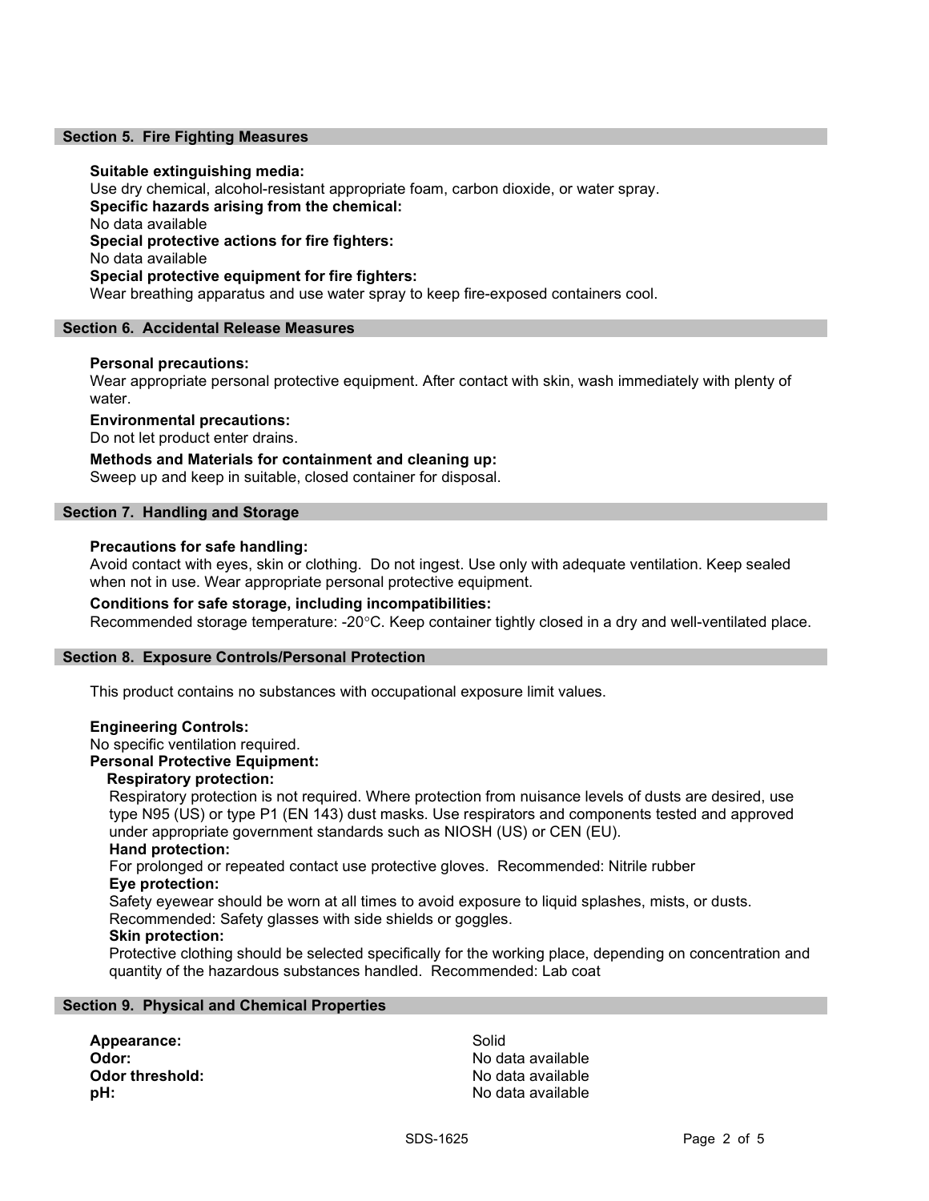## Section 5. Fire Fighting Measures

**Suitable extinguishing media:**
Use dry chemical, alcohol-resistant appropriate foam, carbon dioxide, or water spray.
**Specific hazards arising from the chemical:**
No data available
**Special protective actions for fire fighters:**
No data available
**Special protective equipment for fire fighters:**
Wear breathing apparatus and use water spray to keep fire-exposed containers cool.

## Section 6. Accidental Release Measures

**Personal precautions:**
Wear appropriate personal protective equipment. After contact with skin, wash immediately with plenty of water.

**Environmental precautions:**
Do not let product enter drains.

**Methods and Materials for containment and cleaning up:**
Sweep up and keep in suitable, closed container for disposal.

## Section 7. Handling and Storage

**Precautions for safe handling:**
Avoid contact with eyes, skin or clothing. Do not ingest. Use only with adequate ventilation. Keep sealed when not in use. Wear appropriate personal protective equipment.

**Conditions for safe storage, including incompatibilities:**
Recommended storage temperature: -20°C. Keep container tightly closed in a dry and well-ventilated place.

## Section 8. Exposure Controls/Personal Protection

This product contains no substances with occupational exposure limit values.

**Engineering Controls:**
No specific ventilation required.
**Personal Protective Equipment:**

**Respiratory protection:**
Respiratory protection is not required. Where protection from nuisance levels of dusts are desired, use type N95 (US) or type P1 (EN 143) dust masks. Use respirators and components tested and approved under appropriate government standards such as NIOSH (US) or CEN (EU).

**Hand protection:**
For prolonged or repeated contact use protective gloves. Recommended: Nitrile rubber

**Eye protection:**
Safety eyewear should be worn at all times to avoid exposure to liquid splashes, mists, or dusts. Recommended: Safety glasses with side shields or goggles.

**Skin protection:**
Protective clothing should be selected specifically for the working place, depending on concentration and quantity of the hazardous substances handled. Recommended: Lab coat

## Section 9. Physical and Chemical Properties

| | |
|---|---|
| **Appearance:** | Solid |
| **Odor:** | No data available |
| **Odor threshold:** | No data available |
| **pH:** | No data available |

SDS-1625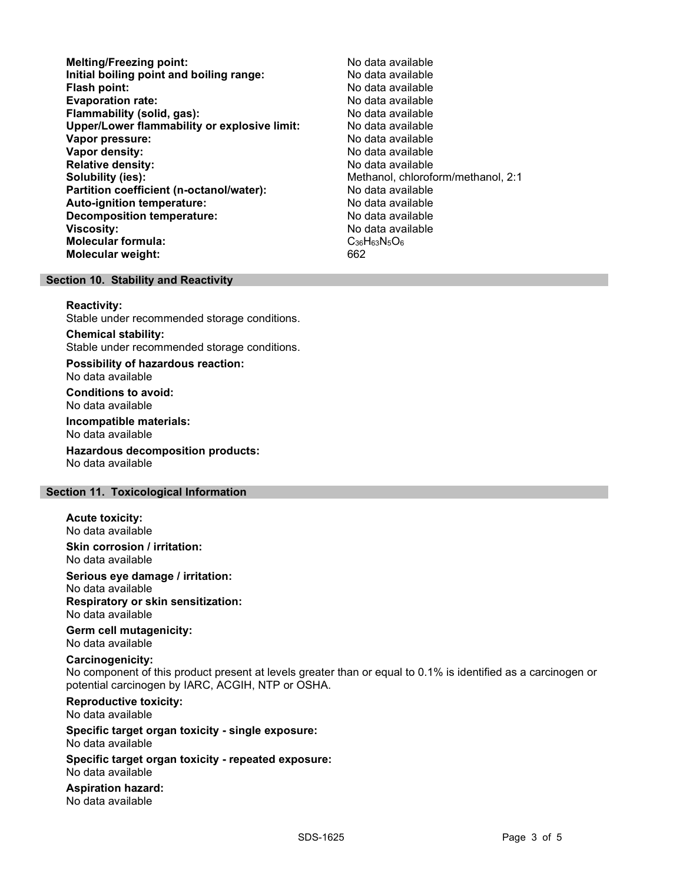| | |
|---|---|
| **Melting/Freezing point:** | No data available |
| **Initial boiling point and boiling range:** | No data available |
| **Flash point:** | No data available |
| **Evaporation rate:** | No data available |
| **Flammability (solid, gas):** | No data available |
| **Upper/Lower flammability or explosive limit:** | No data available |
| **Vapor pressure:** | No data available |
| **Vapor density:** | No data available |
| **Relative density:** | No data available |
| **Solubility (ies):** | Methanol, chloroform/methanol, 2:1 |
| **Partition coefficient (n-octanol/water):** | No data available |
| **Auto-ignition temperature:** | No data available |
| **Decomposition temperature:** | No data available |
| **Viscosity:** | No data available |
| **Molecular formula:** | $C_{36}H_{63}N_5O_6$ |
| **Molecular weight:** | 662 |

## Section 10. Stability and Reactivity

**Reactivity:**
Stable under recommended storage conditions.

**Chemical stability:**
Stable under recommended storage conditions.

**Possibility of hazardous reaction:**
No data available

**Conditions to avoid:**
No data available

**Incompatible materials:**
No data available

**Hazardous decomposition products:**
No data available

## Section 11. Toxicological Information

**Acute toxicity:**
No data available

**Skin corrosion / irritation:**
No data available

**Serious eye damage / irritation:**
No data available

**Respiratory or skin sensitization:**
No data available

**Germ cell mutagenicity:**
No data available

**Carcinogenicity:**
No component of this product present at levels greater than or equal to 0.1% is identified as a carcinogen or potential carcinogen by IARC, ACGIH, NTP or OSHA.

**Reproductive toxicity:**
No data available

**Specific target organ toxicity - single exposure:**
No data available

**Specific target organ toxicity - repeated exposure:**
No data available

**Aspiration hazard:**
No data available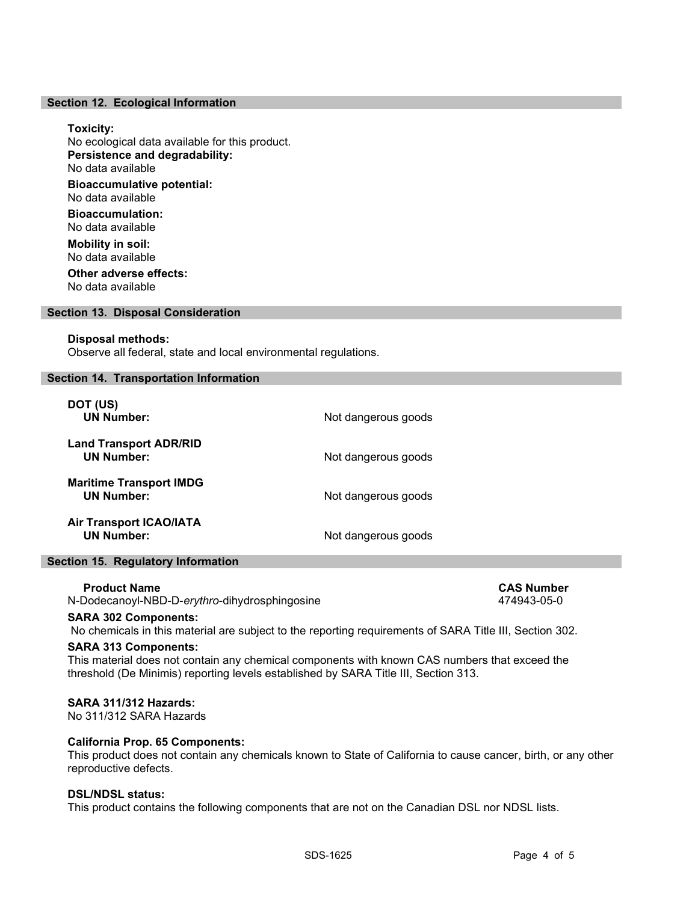## Section 12. Ecological Information

**Toxicity:**
No ecological data available for this product.

**Persistence and degradability:**
No data available

**Bioaccumulative potential:**
No data available

**Bioaccumulation:**
No data available

**Mobility in soil:**
No data available

**Other adverse effects:**
No data available

## Section 13. Disposal Consideration

**Disposal methods:**
Observe all federal, state and local environmental regulations.

## Section 14. Transportation Information

| | |
|---|---|
| **DOT (US)** | |
| **UN Number:** | Not dangerous goods |
| **Land Transport ADR/RID** | |
| **UN Number:** | Not dangerous goods |
| **Maritime Transport IMDG** | |
| **UN Number:** | Not dangerous goods |
| **Air Transport ICAO/IATA** | |
| **UN Number:** | Not dangerous goods |

## Section 15. Regulatory Information

| **Product Name** | **CAS Number** |
|---|---|
| N-Dodecanoyl-NBD-D-*erythro*-dihydrosphingosine | 474943-05-0 |

**SARA 302 Components:**
No chemicals in this material are subject to the reporting requirements of SARA Title III, Section 302.

**SARA 313 Components:**
This material does not contain any chemical components with known CAS numbers that exceed the threshold (De Minimis) reporting levels established by SARA Title III, Section 313.

**SARA 311/312 Hazards:**
No 311/312 SARA Hazards

**California Prop. 65 Components:**
This product does not contain any chemicals known to State of California to cause cancer, birth, or any other reproductive defects.

**DSL/NDSL status:**
This product contains the following components that are not on the Canadian DSL nor NDSL lists.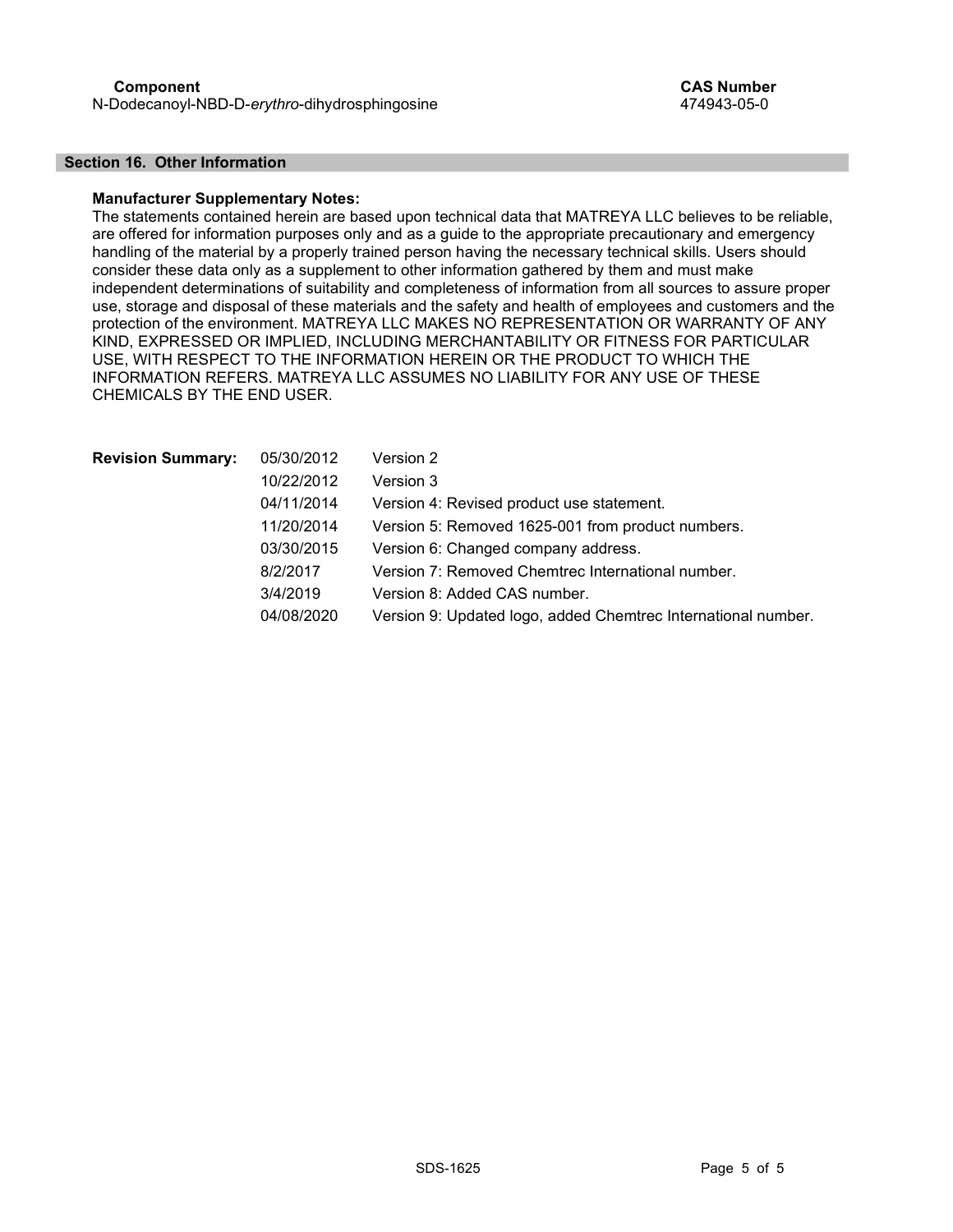| Component | CAS Number |
| --- | --- |
| N-Dodecanoyl-NBD-D-*erythro*-dihydrosphingosine | 474943-05-0 |

## Section 16. Other Information

**Manufacturer Supplementary Notes:**

The statements contained herein are based upon technical data that MATREYA LLC believes to be reliable, are offered for information purposes only and as a guide to the appropriate precautionary and emergency handling of the material by a properly trained person having the necessary technical skills. Users should consider these data only as a supplement to other information gathered by them and must make independent determinations of suitability and completeness of information from all sources to assure proper use, storage and disposal of these materials and the safety and health of employees and customers and the protection of the environment. MATREYA LLC MAKES NO REPRESENTATION OR WARRANTY OF ANY KIND, EXPRESSED OR IMPLIED, INCLUDING MERCHANTABILITY OR FITNESS FOR PARTICULAR USE, WITH RESPECT TO THE INFORMATION HEREIN OR THE PRODUCT TO WHICH THE INFORMATION REFERS. MATREYA LLC ASSUMES NO LIABILITY FOR ANY USE OF THESE CHEMICALS BY THE END USER.

| | | |
| --- | --- | --- |
| **Revision Summary:** | 05/30/2012 | Version 2 |
| | 10/22/2012 | Version 3 |
| | 04/11/2014 | Version 4: Revised product use statement. |
| | 11/20/2014 | Version 5: Removed 1625-001 from product numbers. |
| | 03/30/2015 | Version 6: Changed company address. |
| | 8/2/2017 | Version 7: Removed Chemtrec International number. |
| | 3/4/2019 | Version 8: Added CAS number. |
| | 04/08/2020 | Version 9: Updated logo, added Chemtrec International number. |

SDS-1625